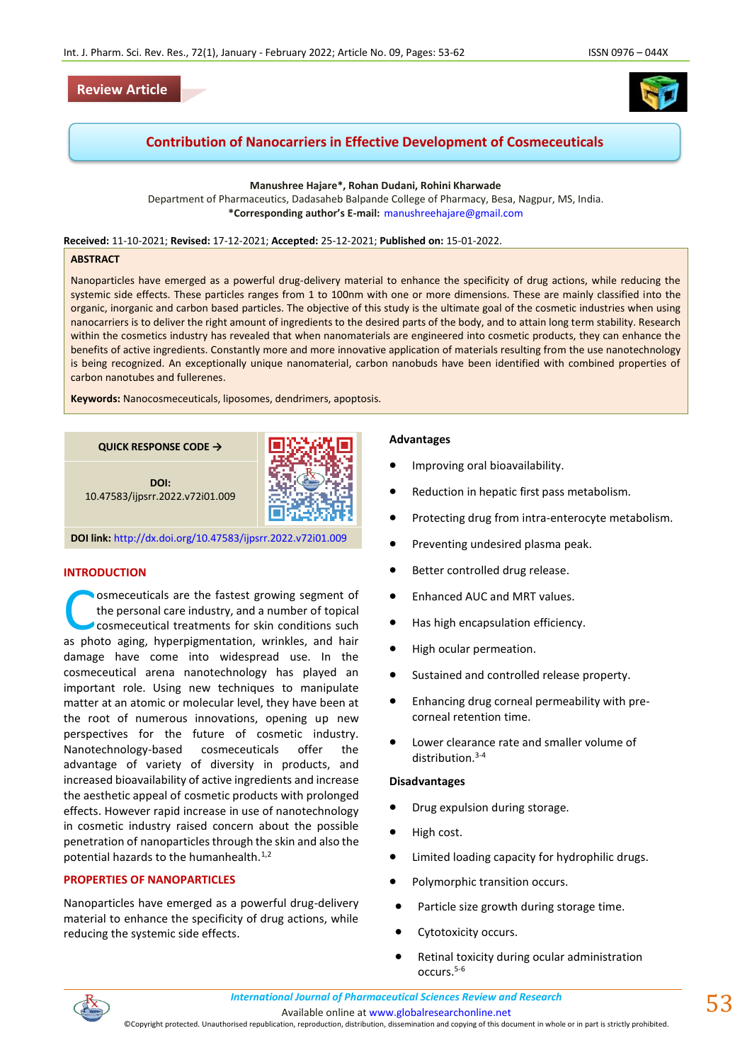**Review Article**

# Contribution of Nanocarriers in Effective Development of Cosmeceuticals

**Manushree Hajare\*, Rohan Dudani, Rohini Kharwade**

Department of Pharmaceutics, Dadasaheb Balpande College of Pharmacy, Besa, Nagpur, MS, India.

**\*Corresponding author's E-mail:** manushreehajare@gmail.com

**Received:** 11-10-2021; **Revised:** 17-12-2021; **Accepted:** 25-12-2021; **Published on:** 15-01-2022.

## ABSTRACT

Nanoparticles have emerged as a powerful drug-delivery material to enhance the specificity of drug actions, while reducing the systemic side effects. These particles ranges from 1 to 100nm with one or more dimensions. These are mainly classified into the organic, inorganic and carbon based particles. The objective of this study is the ultimate goal of the cosmetic industries when using nanocarriers is to deliver the right amount of ingredients to the desired parts of the body, and to attain long term stability. Research within the cosmetics industry has revealed that when nanomaterials are engineered into cosmetic products, they can enhance the benefits of active ingredients. Constantly more and more innovative application of materials resulting from the use nanotechnology is being recognized. An exceptionally unique nanomaterial, carbon nanobuds have been identified with combined properties of carbon nanotubes and fullerenes.

**Keywords:** Nanocosmeceuticals, liposomes, dendrimers, apoptosis.

**QUICK RESPONSE CODE →**

**DOI:** 10.47583/ijpsrr.2022.v72i01.009

**DOI link:** http://dx.doi.org/10.47583/ijpsrr.2022.v72i01.009

## INTRODUCTION

Cosmeceuticals are the fastest growing segment of the personal care industry, and a number of topical cosmeceutical treatments for skin conditions such as photo aging, hyperpigmentation, wrinkles, and hair damage have come into widespread use. In the cosmeceutical arena nanotechnology has played an important role. Using new techniques to manipulate matter at an atomic or molecular level, they have been at the root of numerous innovations, opening up new perspectives for the future of cosmetic industry. Nanotechnology-based cosmeceuticals offer the advantage of variety of diversity in products, and increased bioavailability of active ingredients and increase the aesthetic appeal of cosmetic products with prolonged effects. However rapid increase in use of nanotechnology in cosmetic industry raised concern about the possible penetration of nanoparticles through the skin and also the potential hazards to the humanhealth.[1,2]

## PROPERTIES OF NANOPARTICLES

Nanoparticles have emerged as a powerful drug-delivery material to enhance the specificity of drug actions, while reducing the systemic side effects.

### Advantages

- Improving oral bioavailability.
- Reduction in hepatic first pass metabolism.
- Protecting drug from intra-enterocyte metabolism.
- Preventing undesired plasma peak.
- Better controlled drug release.
- Enhanced AUC and MRT values.
- Has high encapsulation efficiency.
- High ocular permeation.
- Sustained and controlled release property.
- Enhancing drug corneal permeability with pre-corneal retention time.
- Lower clearance rate and smaller volume of distribution.[3-4]

### Disadvantages

- Drug expulsion during storage.
- High cost.
- Limited loading capacity for hydrophilic drugs.
- Polymorphic transition occurs.
- Particle size growth during storage time.
- Cytotoxicity occurs.
- Retinal toxicity during ocular administration occurs.[5-6]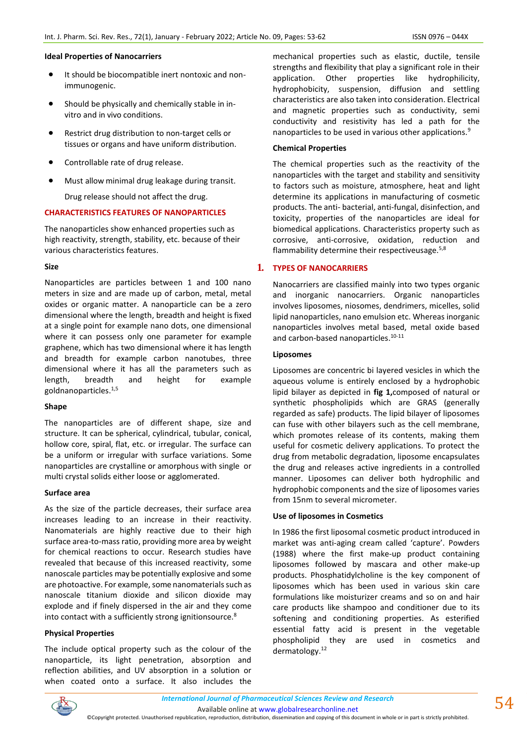### Ideal Properties of Nanocarriers

- It should be biocompatible inert nontoxic and non-immunogenic.
- Should be physically and chemically stable in in-vitro and in vivo conditions.
- Restrict drug distribution to non-target cells or tissues or organs and have uniform distribution.
- Controllable rate of drug release.
- Must allow minimal drug leakage during transit.

Drug release should not affect the drug.

## CHARACTERISTICS FEATURES OF NANOPARTICLES

The nanoparticles show enhanced properties such as high reactivity, strength, stability, etc. because of their various characteristics features.

### Size

Nanoparticles are particles between 1 and 100 nano meters in size and are made up of carbon, metal, metal oxides or organic matter. A nanoparticle can be a zero dimensional where the length, breadth and height is fixed at a single point for example nano dots, one dimensional where it can possess only one parameter for example graphene, which has two dimensional where it has length and breadth for example carbon nanotubes, three dimensional where it has all the parameters such as length, breadth and height for example goldnanoparticles.[1,5]

### Shape

The nanoparticles are of different shape, size and structure. It can be spherical, cylindrical, tubular, conical, hollow core, spiral, flat, etc. or irregular. The surface can be a uniform or irregular with surface variations. Some nanoparticles are crystalline or amorphous with single or multi crystal solids either loose or agglomerated.

### Surface area

As the size of the particle decreases, their surface area increases leading to an increase in their reactivity. Nanomaterials are highly reactive due to their high surface area-to-mass ratio, providing more area by weight for chemical reactions to occur. Research studies have revealed that because of this increased reactivity, some nanoscale particles may be potentially explosive and some are photoactive. For example, some nanomaterials such as nanoscale titanium dioxide and silicon dioxide may explode and if finely dispersed in the air and they come into contact with a sufficiently strong ignitionsource.[8]

### Physical Properties

The include optical property such as the colour of the nanoparticle, its light penetration, absorption and reflection abilities, and UV absorption in a solution or when coated onto a surface. It also includes the mechanical properties such as elastic, ductile, tensile strengths and flexibility that play a significant role in their application. Other properties like hydrophilicity, hydrophobicity, suspension, diffusion and settling characteristics are also taken into consideration. Electrical and magnetic properties such as conductivity, semi conductivity and resistivity has led a path for the nanoparticles to be used in various other applications.[9]

### Chemical Properties

The chemical properties such as the reactivity of the nanoparticles with the target and stability and sensitivity to factors such as moisture, atmosphere, heat and light determine its applications in manufacturing of cosmetic products. The anti- bacterial, anti-fungal, disinfection, and toxicity, properties of the nanoparticles are ideal for biomedical applications. Characteristics property such as corrosive, anti-corrosive, oxidation, reduction and flammability determine their respectiveusage.[5,8]

## 1. TYPES OF NANOCARRIERS

Nanocarriers are classified mainly into two types organic and inorganic nanocarriers. Organic nanoparticles involves liposomes, niosomes, dendrimers, micelles, solid lipid nanoparticles, nano emulsion etc. Whereas inorganic nanoparticles involves metal based, metal oxide based and carbon-based nanoparticles.[10-11]

### Liposomes

Liposomes are concentric bi layered vesicles in which the aqueous volume is entirely enclosed by a hydrophobic lipid bilayer as depicted in **fig 1,**composed of natural or synthetic phospholipids which are GRAS (generally regarded as safe) products. The lipid bilayer of liposomes can fuse with other bilayers such as the cell membrane, which promotes release of its contents, making them useful for cosmetic delivery applications. To protect the drug from metabolic degradation, liposome encapsulates the drug and releases active ingredients in a controlled manner. Liposomes can deliver both hydrophilic and hydrophobic components and the size of liposomes varies from 15nm to several micrometer.

### Use of liposomes in Cosmetics

In 1986 the first liposomal cosmetic product introduced in market was anti-aging cream called 'capture'. Powders (1988) where the first make-up product containing liposomes followed by mascara and other make-up products. Phosphatidylcholine is the key component of liposomes which has been used in various skin care formulations like moisturizer creams and so on and hair care products like shampoo and conditioner due to its softening and conditioning properties. As esterified essential fatty acid is present in the vegetable phospholipid they are used in cosmetics and dermatology.[12]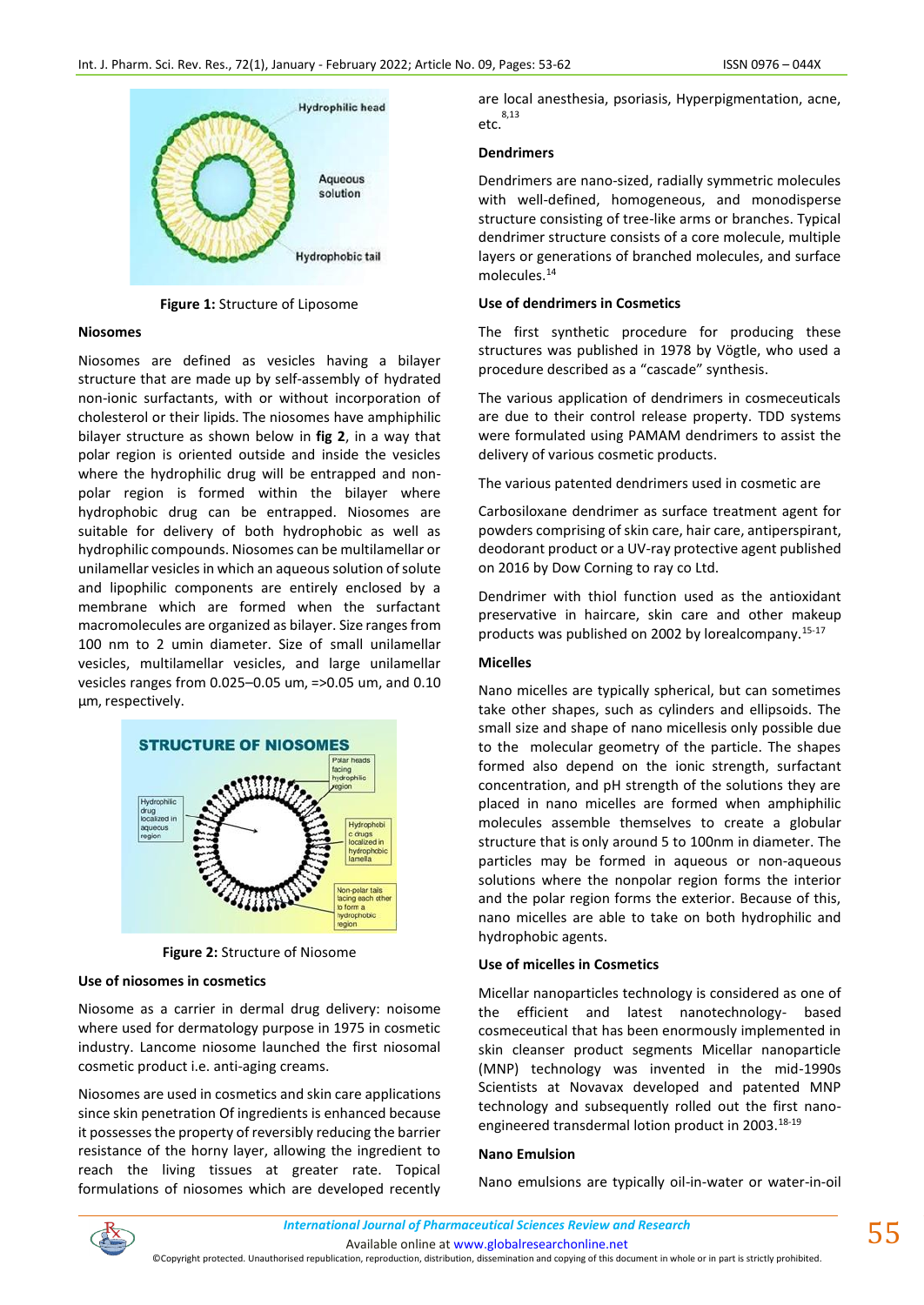Figure 1: Structure of Liposome

### Niosomes

Niosomes are defined as vesicles having a bilayer structure that are made up by self-assembly of hydrated non-ionic surfactants, with or without incorporation of cholesterol or their lipids. The niosomes have amphiphilic bilayer structure as shown below in **fig 2**, in a way that polar region is oriented outside and inside the vesicles where the hydrophilic drug will be entrapped and non-polar region is formed within the bilayer where hydrophobic drug can be entrapped. Niosomes are suitable for delivery of both hydrophobic as well as hydrophilic compounds. Niosomes can be multilamellar or unilamellar vesicles in which an aqueous solution of solute and lipophilic components are entirely enclosed by a membrane which are formed when the surfactant macromolecules are organized as bilayer. Size ranges from 100 nm to 2 umin diameter. Size of small unilamellar vesicles, multilamellar vesicles, and large unilamellar vesicles ranges from 0.025–0.05 um, =>0.05 um, and 0.10 µm, respectively.

Figure 2: Structure of Niosome

### Use of niosomes in cosmetics

Niosome as a carrier in dermal drug delivery: noisome where used for dermatology purpose in 1975 in cosmetic industry. Lancome niosome launched the first niosomal cosmetic product i.e. anti-aging creams.

Niosomes are used in cosmetics and skin care applications since skin penetration Of ingredients is enhanced because it possesses the property of reversibly reducing the barrier resistance of the horny layer, allowing the ingredient to reach the living tissues at greater rate. Topical formulations of niosomes which are developed recently are local anesthesia, psoriasis, Hyperpigmentation, acne, etc.[8,13]

### Dendrimers

Dendrimers are nano-sized, radially symmetric molecules with well-defined, homogeneous, and monodisperse structure consisting of tree-like arms or branches. Typical dendrimer structure consists of a core molecule, multiple layers or generations of branched molecules, and surface molecules.[14]

### Use of dendrimers in Cosmetics

The first synthetic procedure for producing these structures was published in 1978 by Vögtle, who used a procedure described as a "cascade" synthesis.

The various application of dendrimers in cosmeceuticals are due to their control release property. TDD systems were formulated using PAMAM dendrimers to assist the delivery of various cosmetic products.

The various patented dendrimers used in cosmetic are

Carbosiloxane dendrimer as surface treatment agent for powders comprising of skin care, hair care, antiperspirant, deodorant product or a UV-ray protective agent published on 2016 by Dow Corning to ray co Ltd.

Dendrimer with thiol function used as the antioxidant preservative in haircare, skin care and other makeup products was published on 2002 by lorealcompany.[15-17]

### Micelles

Nano micelles are typically spherical, but can sometimes take other shapes, such as cylinders and ellipsoids. The small size and shape of nano micellesis only possible due to the molecular geometry of the particle. The shapes formed also depend on the ionic strength, surfactant concentration, and pH strength of the solutions they are placed in nano micelles are formed when amphiphilic molecules assemble themselves to create a globular structure that is only around 5 to 100nm in diameter. The particles may be formed in aqueous or non-aqueous solutions where the nonpolar region forms the interior and the polar region forms the exterior. Because of this, nano micelles are able to take on both hydrophilic and hydrophobic agents.

### Use of micelles in Cosmetics

Micellar nanoparticles technology is considered as one of the efficient and latest nanotechnology- based cosmeceutical that has been enormously implemented in skin cleanser product segments Micellar nanoparticle (MNP) technology was invented in the mid-1990s Scientists at Novavax developed and patented MNP technology and subsequently rolled out the first nano-engineered transdermal lotion product in 2003.[18-19]

### Nano Emulsion

Nano emulsions are typically oil-in-water or water-in-oil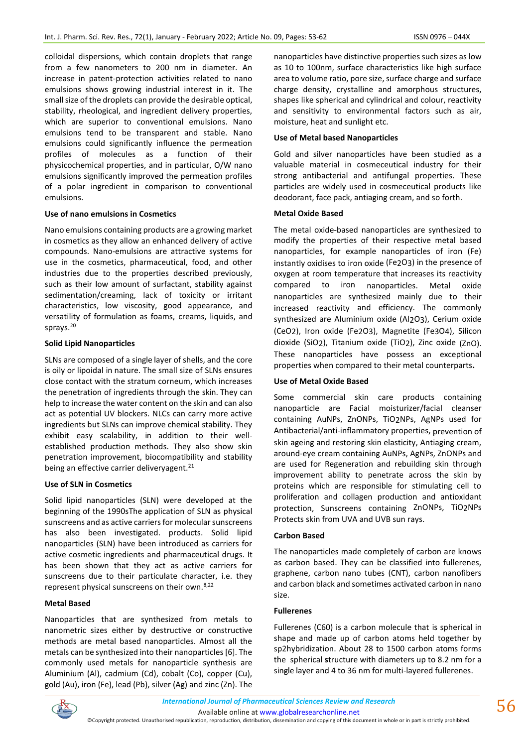colloidal dispersions, which contain droplets that range from a few nanometers to 200 nm in diameter. An increase in patent-protection activities related to nano emulsions shows growing industrial interest in it. The small size of the droplets can provide the desirable optical, stability, rheological, and ingredient delivery properties, which are superior to conventional emulsions. Nano emulsions tend to be transparent and stable. Nano emulsions could significantly influence the permeation profiles of molecules as a function of their physicochemical properties, and in particular, O/W nano emulsions significantly improved the permeation profiles of a polar ingredient in comparison to conventional emulsions.

**Use of nano emulsions in Cosmetics**

Nano emulsions containing products are a growing market in cosmetics as they allow an enhanced delivery of active compounds. Nano-emulsions are attractive systems for use in the cosmetics, pharmaceutical, food, and other industries due to the properties described previously, such as their low amount of surfactant, stability against sedimentation/creaming, lack of toxicity or irritant characteristics, low viscosity, good appearance, and versatility of formulation as foams, creams, liquids, and sprays.[20]

**Solid Lipid Nanoparticles**

SLNs are composed of a single layer of shells, and the core is oily or lipoidal in nature. The small size of SLNs ensures close contact with the stratum corneum, which increases the penetration of ingredients through the skin. They can help to increase the water content on the skin and can also act as potential UV blockers. NLCs can carry more active ingredients but SLNs can improve chemical stability. They exhibit easy scalability, in addition to their well-established production methods. They also show skin penetration improvement, biocompatibility and stability being an effective carrier deliveryagent.[21]

**Use of SLN in Cosmetics**

Solid lipid nanoparticles (SLN) were developed at the beginning of the 1990sThe application of SLN as physical sunscreens and as active carriers for molecular sunscreens has also been investigated. Solid lipid nanoparticles (SLN) have been introduced as carriers for active cosmetic ingredients and pharmaceutical drugs. It has been shown that they act as active carriers for sunscreens due to their particulate character, i.e. they represent physical sunscreens on their own.[8,22]

**Metal Based**

Nanoparticles that are synthesized from metals to nanometric sizes either by destructive or constructive methods are metal based nanoparticles. Almost all the metals can be synthesized into their nanoparticles [6]. The commonly used metals for nanoparticle synthesis are Aluminium (Al), cadmium (Cd), cobalt (Co), copper (Cu), gold (Au), iron (Fe), lead (Pb), silver (Ag) and zinc (Zn). The nanoparticles have distinctive properties such sizes as low as 10 to 100nm, surface characteristics like high surface area to volume ratio, pore size, surface charge and surface charge density, crystalline and amorphous structures, shapes like spherical and cylindrical and colour, reactivity and sensitivity to environmental factors such as air, moisture, heat and sunlight etc.

**Use of Metal based Nanoparticles**

Gold and silver nanoparticles have been studied as a valuable material in cosmeceutical industry for their strong antibacterial and antifungal properties. These particles are widely used in cosmeceutical products like deodorant, face pack, antiaging cream, and so forth.

**Metal Oxide Based**

The metal oxide-based nanoparticles are synthesized to modify the properties of their respective metal based nanoparticles, for example nanoparticles of iron (Fe) instantly oxidises to iron oxide ($Fe_2O_3$) in the presence of oxygen at room temperature that increases its reactivity compared to iron nanoparticles. Metal oxide nanoparticles are synthesized mainly due to their increased reactivity and efficiency. The commonly synthesized are Aluminium oxide ($Al_2O_3$), Cerium oxide ($CeO_2$), Iron oxide ($Fe_2O_3$), Magnetite ($Fe_3O_4$), Silicon dioxide ($SiO_2$), Titanium oxide ($TiO_2$), Zinc oxide ($ZnO$). These nanoparticles have possess an exceptional properties when compared to their metal counterparts.

**Use of Metal Oxide Based**

Some commercial skin care products containing nanoparticle are Facial moisturizer/facial cleanser containing AuNPs, ZnONPs, $TiO_2$NPs, AgNPs used for Antibacterial/anti-inflammatory properties, prevention of skin ageing and restoring skin elasticity, Antiaging cream, around-eye cream containing AuNPs, AgNPs, ZnONPs and are used for Regeneration and rebuilding skin through improvement ability to penetrate across the skin by proteins which are responsible for stimulating cell to proliferation and collagen production and antioxidant protection, Sunscreens containing ZnONPs, $TiO_2$NPs Protects skin from UVA and UVB sun rays.

**Carbon Based**

The nanoparticles made completely of carbon are knows as carbon based. They can be classified into fullerenes, graphene, carbon nano tubes (CNT), carbon nanofibers and carbon black and sometimes activated carbon in nano size.

**Fullerenes**

Fullerenes (C60) is a carbon molecule that is spherical in shape and made up of carbon atoms held together by sp2hybridization. About 28 to 1500 carbon atoms forms the spherical structure with diameters up to 8.2 nm for a single layer and 4 to 36 nm for multi-layered fullerenes.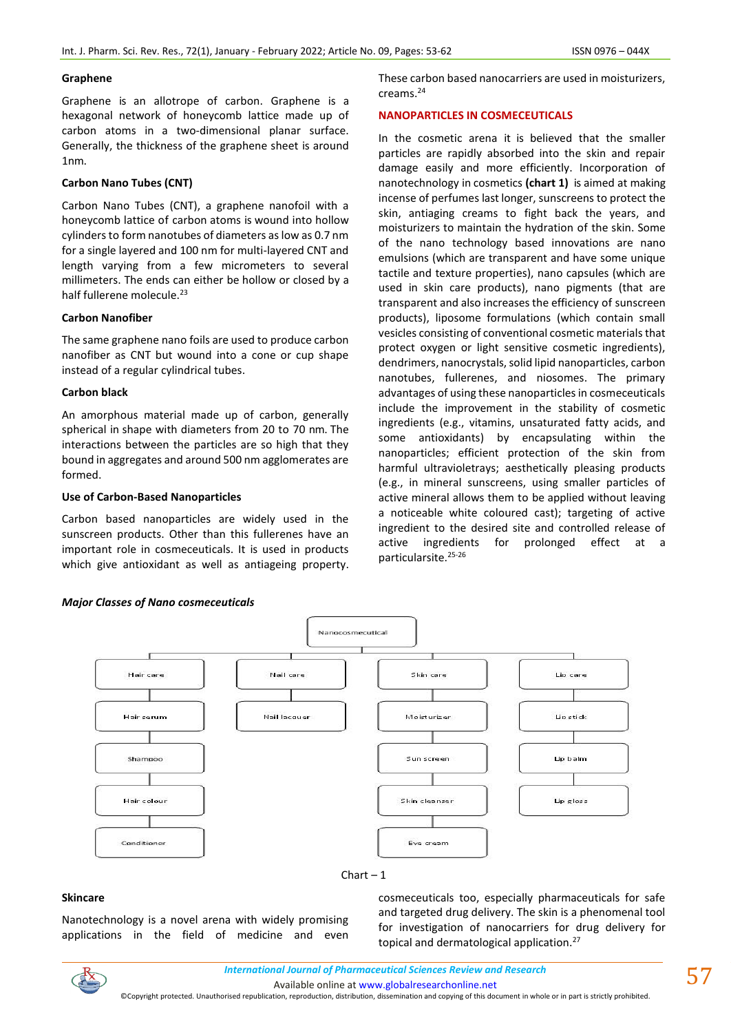### Graphene

Graphene is an allotrope of carbon. Graphene is a hexagonal network of honeycomb lattice made up of carbon atoms in a two-dimensional planar surface. Generally, the thickness of the graphene sheet is around 1nm.

### Carbon Nano Tubes (CNT)

Carbon Nano Tubes (CNT), a graphene nanofoil with a honeycomb lattice of carbon atoms is wound into hollow cylinders to form nanotubes of diameters as low as 0.7 nm for a single layered and 100 nm for multi-layered CNT and length varying from a few micrometers to several millimeters. The ends can either be hollow or closed by a half fullerene molecule.[23]

### Carbon Nanofiber

The same graphene nano foils are used to produce carbon nanofiber as CNT but wound into a cone or cup shape instead of a regular cylindrical tubes.

### Carbon black

An amorphous material made up of carbon, generally spherical in shape with diameters from 20 to 70 nm. The interactions between the particles are so high that they bound in aggregates and around 500 nm agglomerates are formed.

### Use of Carbon-Based Nanoparticles

Carbon based nanoparticles are widely used in the sunscreen products. Other than this fullerenes have an important role in cosmeceuticals. It is used in products which give antioxidant as well as antiageing property. These carbon based nanocarriers are used in moisturizers, creams.[24]

## NANOPARTICLES IN COSMECEUTICALS

In the cosmetic arena it is believed that the smaller particles are rapidly absorbed into the skin and repair damage easily and more efficiently. Incorporation of nanotechnology in cosmetics **(chart 1)** is aimed at making incense of perfumes last longer, sunscreens to protect the skin, antiaging creams to fight back the years, and moisturizers to maintain the hydration of the skin. Some of the nano technology based innovations are nano emulsions (which are transparent and have some unique tactile and texture properties), nano capsules (which are used in skin care products), nano pigments (that are transparent and also increases the efficiency of sunscreen products), liposome formulations (which contain small vesicles consisting of conventional cosmetic materials that protect oxygen or light sensitive cosmetic ingredients), dendrimers, nanocrystals, solid lipid nanoparticles, carbon nanotubes, fullerenes, and niosomes. The primary advantages of using these nanoparticles in cosmeceuticals include the improvement in the stability of cosmetic ingredients (e.g., vitamins, unsaturated fatty acids, and some antioxidants) by encapsulating within the nanoparticles; efficient protection of the skin from harmful ultravioletrays; aesthetically pleasing products (e.g., in mineral sunscreens, using smaller particles of active mineral allows them to be applied without leaving a noticeable white coloured cast); targeting of active ingredient to the desired site and controlled release of active ingredients for prolonged effect at a particularsite.[25-26]

***Major Classes of Nano cosmeceuticals***

- Nanocosmecutical
  - Hair care
    - Hair serum
    - Shampoo
    - Hair colour
    - Conditioner
  - Nail care
    - Nail lacouer
  - Skin care
    - Moisturizer
    - Sun screen
    - Skin cleanser
    - Eye cream
  - Lip care
    - Lip stick
    - Lip balm
    - Lip gloss

Chart – 1

### Skincare

Nanotechnology is a novel arena with widely promising applications in the field of medicine and even cosmeceuticals too, especially pharmaceuticals for safe and targeted drug delivery. The skin is a phenomenal tool for investigation of nanocarriers for drug delivery for topical and dermatological application.[27]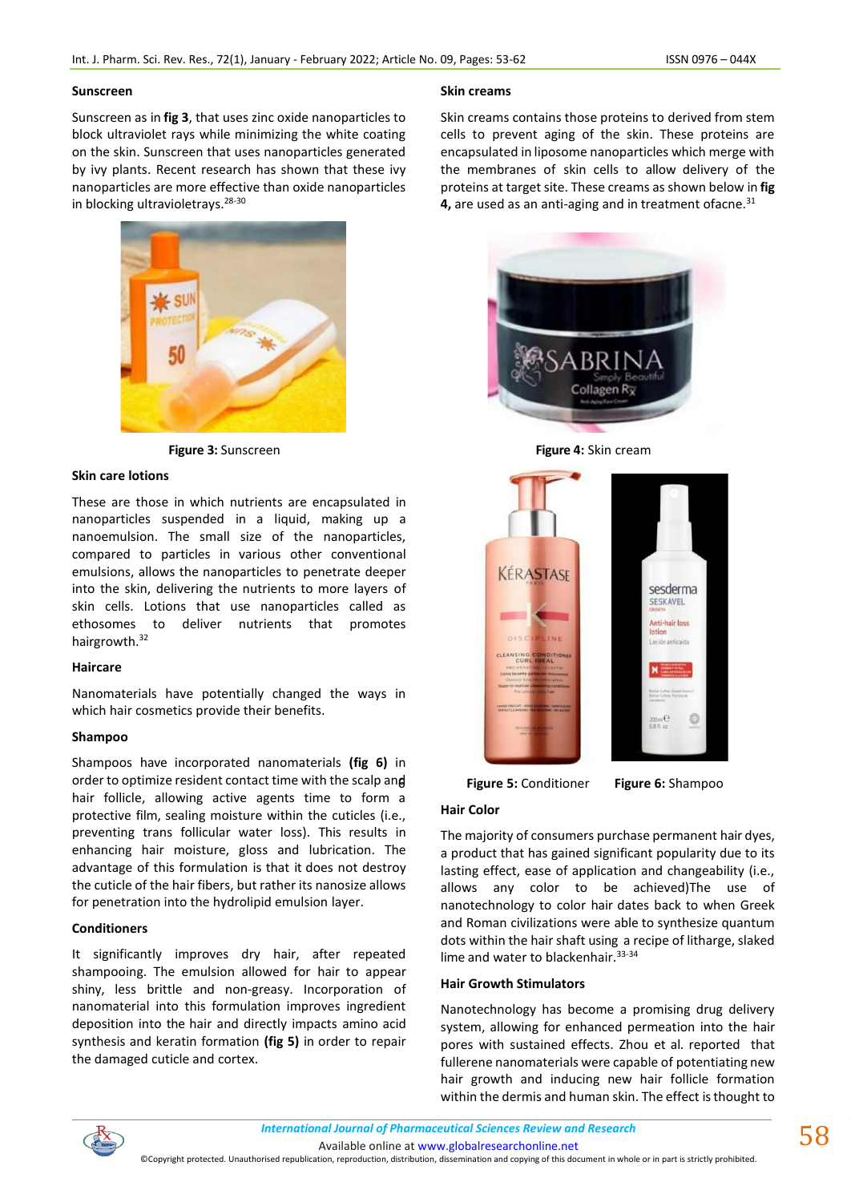### Sunscreen

Sunscreen as in **fig 3**, that uses zinc oxide nanoparticles to block ultraviolet rays while minimizing the white coating on the skin. Sunscreen that uses nanoparticles generated by ivy plants. Recent research has shown that these ivy nanoparticles are more effective than oxide nanoparticles in blocking ultravioletrays.[28-30]

**Figure 3:** Sunscreen

### Skin care lotions

These are those in which nutrients are encapsulated in nanoparticles suspended in a liquid, making up a nanoemulsion. The small size of the nanoparticles, compared to particles in various other conventional emulsions, allows the nanoparticles to penetrate deeper into the skin, delivering the nutrients to more layers of skin cells. Lotions that use nanoparticles called as ethosomes to deliver nutrients that promotes hairgrowth.[32]

### Haircare

Nanomaterials have potentially changed the ways in which hair cosmetics provide their benefits.

### Shampoo

Shampoos have incorporated nanomaterials **(fig 6)** in order to optimize resident contact time with the scalp and hair follicle, allowing active agents time to form a protective film, sealing moisture within the cuticles (i.e., preventing trans follicular water loss). This results in enhancing hair moisture, gloss and lubrication. The advantage of this formulation is that it does not destroy the cuticle of the hair fibers, but rather its nanosize allows for penetration into the hydrolipid emulsion layer.

### Conditioners

It significantly improves dry hair, after repeated shampooing. The emulsion allowed for hair to appear shiny, less brittle and non-greasy. Incorporation of nanomaterial into this formulation improves ingredient deposition into the hair and directly impacts amino acid synthesis and keratin formation **(fig 5)** in order to repair the damaged cuticle and cortex.

### Skin creams

Skin creams contains those proteins to derived from stem cells to prevent aging of the skin. These proteins are encapsulated in liposome nanoparticles which merge with the membranes of skin cells to allow delivery of the proteins at target site. These creams as shown below in **fig 4,** are used as an anti-aging and in treatment ofacne.[31]

**Figure 4:** Skin cream

**Figure 5:** Conditioner **Figure 6:** Shampoo

### Hair Color

The majority of consumers purchase permanent hair dyes, a product that has gained significant popularity due to its lasting effect, ease of application and changeability (i.e., allows any color to be achieved)The use of nanotechnology to color hair dates back to when Greek and Roman civilizations were able to synthesize quantum dots within the hair shaft using a recipe of litharge, slaked lime and water to blackenhair.[33-34]

### Hair Growth Stimulators

Nanotechnology has become a promising drug delivery system, allowing for enhanced permeation into the hair pores with sustained effects. Zhou et al. reported that fullerene nanomaterials were capable of potentiating new hair growth and inducing new hair follicle formation within the dermis and human skin. The effect is thought to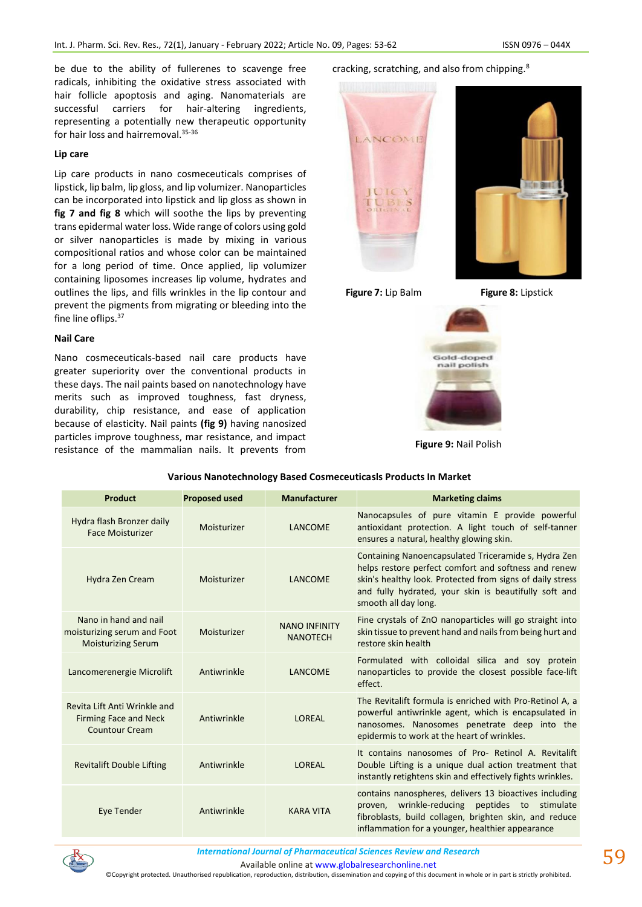be due to the ability of fullerenes to scavenge free radicals, inhibiting the oxidative stress associated with hair follicle apoptosis and aging. Nanomaterials are successful carriers for hair-altering ingredients, representing a potentially new therapeutic opportunity for hair loss and hairremoval.[35-36]

### Lip care

Lip care products in nano cosmeceuticals comprises of lipstick, lip balm, lip gloss, and lip volumizer. Nanoparticles can be incorporated into lipstick and lip gloss as shown in **fig 7 and fig 8** which will soothe the lips by preventing trans epidermal water loss. Wide range of colors using gold or silver nanoparticles is made by mixing in various compositional ratios and whose color can be maintained for a long period of time. Once applied, lip volumizer containing liposomes increases lip volume, hydrates and outlines the lips, and fills wrinkles in the lip contour and prevent the pigments from migrating or bleeding into the fine line oflips.[37]

### Nail Care

Nano cosmeceuticals-based nail care products have greater superiority over the conventional products in these days. The nail paints based on nanotechnology have merits such as improved toughness, fast dryness, durability, chip resistance, and ease of application because of elasticity. Nail paints **(fig 9)** having nanosized particles improve toughness, mar resistance, and impact resistance of the mammalian nails. It prevents from cracking, scratching, and also from chipping.[8]

**Figure 7:** Lip Balm

**Figure 8:** Lipstick

**Figure 9:** Nail Polish

**Various Nanotechnology Based Cosmeceuticasls Products In Market**

| Product | Proposed used | Manufacturer | Marketing claims |
|---|---|---|---|
| Hydra flash Bronzer daily Face Moisturizer | Moisturizer | LANCOME | Nanocapsules of pure vitamin E provide powerful antioxidant protection. A light touch of self-tanner ensures a natural, healthy glowing skin. |
| Hydra Zen Cream | Moisturizer | LANCOME | Containing Nanoencapsulated Triceramide s, Hydra Zen helps restore perfect comfort and softness and renew skin's healthy look. Protected from signs of daily stress and fully hydrated, your skin is beautifully soft and smooth all day long. |
| Nano in hand and nail moisturizing serum and Foot Moisturizing Serum | Moisturizer | NANO INFINITY NANOTECH | Fine crystals of ZnO nanoparticles will go straight into skin tissue to prevent hand and nails from being hurt and restore skin health |
| Lancomerenergie Microlift | Antiwrinkle | LANCOME | Formulated with colloidal silica and soy protein nanoparticles to provide the closest possible face-lift effect. |
| Revita Lift Anti Wrinkle and Firming Face and Neck Countour Cream | Antiwrinkle | LOREAL | The Revitalift formula is enriched with Pro-Retinol A, a powerful antiwrinkle agent, which is encapsulated in nanosomes. Nanosomes penetrate deep into the epidermis to work at the heart of wrinkles. |
| Revitalift Double Lifting | Antiwrinkle | LOREAL | It contains nanosomes of Pro- Retinol A. Revitalift Double Lifting is a unique dual action treatment that instantly retightens skin and effectively fights wrinkles. |
| Eye Tender | Antiwrinkle | KARA VITA | contains nanospheres, delivers 13 bioactives including proven, wrinkle-reducing peptides to stimulate fibroblasts, build collagen, brighten skin, and reduce inflammation for a younger, healthier appearance |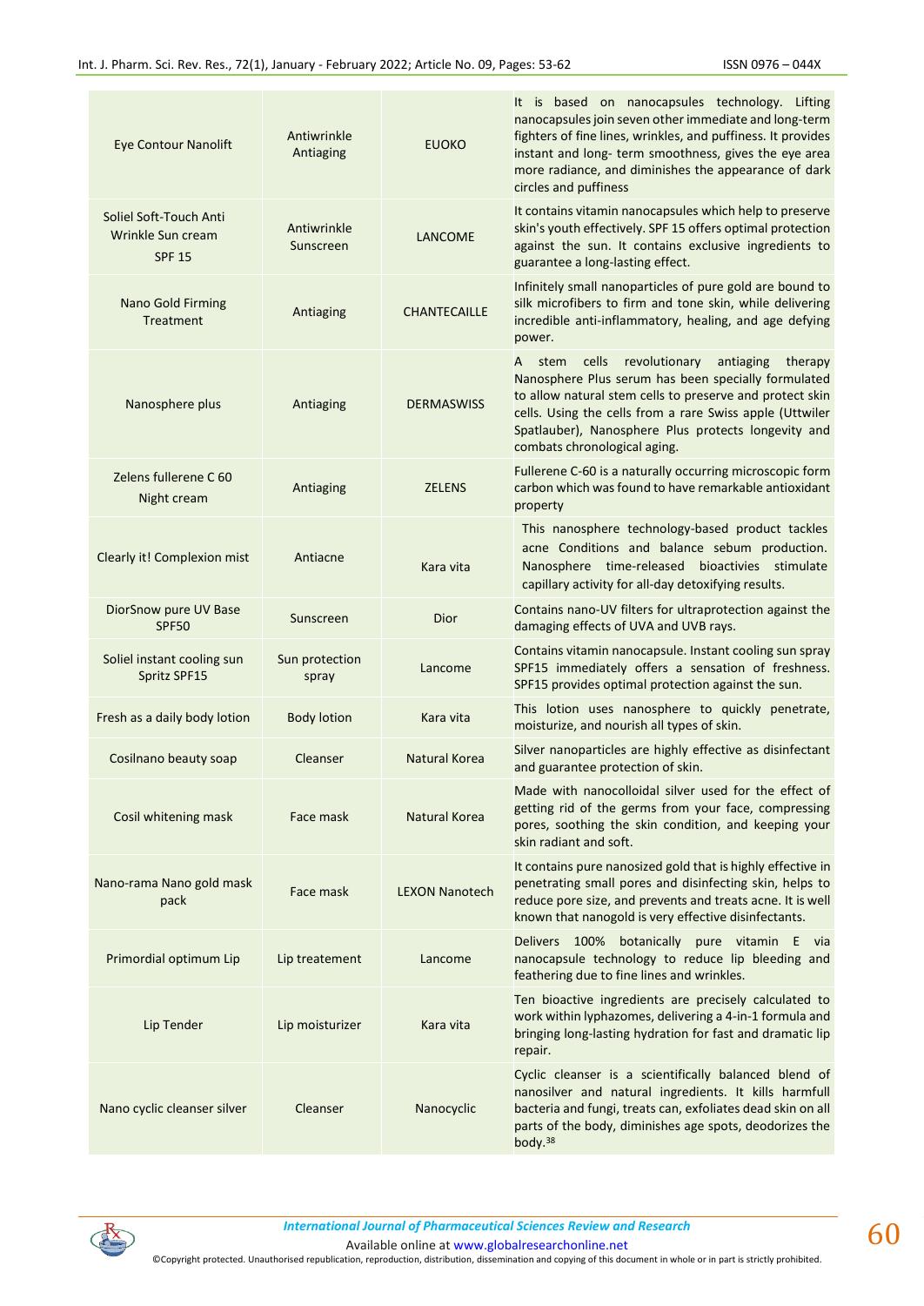| | | | |
|---|---|---|---|
| Eye Contour Nanolift | Antiwrinkle Antiaging | EUOKO | It is based on nanocapsules technology. Lifting nanocapsules join seven other immediate and long-term fighters of fine lines, wrinkles, and puffiness. It provides instant and long- term smoothness, gives the eye area more radiance, and diminishes the appearance of dark circles and puffiness |
| Soliel Soft-Touch Anti Wrinkle Sun cream SPF 15 | Antiwrinkle Sunscreen | LANCOME | It contains vitamin nanocapsules which help to preserve skin's youth effectively. SPF 15 offers optimal protection against the sun. It contains exclusive ingredients to guarantee a long-lasting effect. |
| Nano Gold Firming Treatment | Antiaging | CHANTECAILLE | Infinitely small nanoparticles of pure gold are bound to silk microfibers to firm and tone skin, while delivering incredible anti-inflammatory, healing, and age defying power. |
| Nanosphere plus | Antiaging | DERMASWISS | A stem cells revolutionary antiaging therapy Nanosphere Plus serum has been specially formulated to allow natural stem cells to preserve and protect skin cells. Using the cells from a rare Swiss apple (Uttwiler Spatlauber), Nanosphere Plus protects longevity and combats chronological aging. |
| Zelens fullerene C 60 Night cream | Antiaging | ZELENS | Fullerene C-60 is a naturally occurring microscopic form carbon which was found to have remarkable antioxidant property |
| Clearly it! Complexion mist | Antiacne | Kara vita | This nanosphere technology-based product tackles acne Conditions and balance sebum production. Nanosphere time-released bioactivies stimulate capillary activity for all-day detoxifying results. |
| DiorSnow pure UV Base SPF50 | Sunscreen | Dior | Contains nano-UV filters for ultraprotection against the damaging effects of UVA and UVB rays. |
| Soliel instant cooling sun Spritz SPF15 | Sun protection spray | Lancome | Contains vitamin nanocapsule. Instant cooling sun spray SPF15 immediately offers a sensation of freshness. SPF15 provides optimal protection against the sun. |
| Fresh as a daily body lotion | Body lotion | Kara vita | This lotion uses nanosphere to quickly penetrate, moisturize, and nourish all types of skin. |
| Cosilnano beauty soap | Cleanser | Natural Korea | Silver nanoparticles are highly effective as disinfectant and guarantee protection of skin. |
| Cosil whitening mask | Face mask | Natural Korea | Made with nanocolloidal silver used for the effect of getting rid of the germs from your face, compressing pores, soothing the skin condition, and keeping your skin radiant and soft. |
| Nano-rama Nano gold mask pack | Face mask | LEXON Nanotech | It contains pure nanosized gold that is highly effective in penetrating small pores and disinfecting skin, helps to reduce pore size, and prevents and treats acne. It is well known that nanogold is very effective disinfectants. |
| Primordial optimum Lip | Lip treatement | Lancome | Delivers 100% botanically pure vitamin E via nanocapsule technology to reduce lip bleeding and feathering due to fine lines and wrinkles. |
| Lip Tender | Lip moisturizer | Kara vita | Ten bioactive ingredients are precisely calculated to work within lyphazomes, delivering a 4-in-1 formula and bringing long-lasting hydration for fast and dramatic lip repair. |
| Nano cyclic cleanser silver | Cleanser | Nanocyclic | Cyclic cleanser is a scientifically balanced blend of nanosilver and natural ingredients. It kills harmfull bacteria and fungi, treats can, exfoliates dead skin on all parts of the body, diminishes age spots, deodorizes the body.[38] |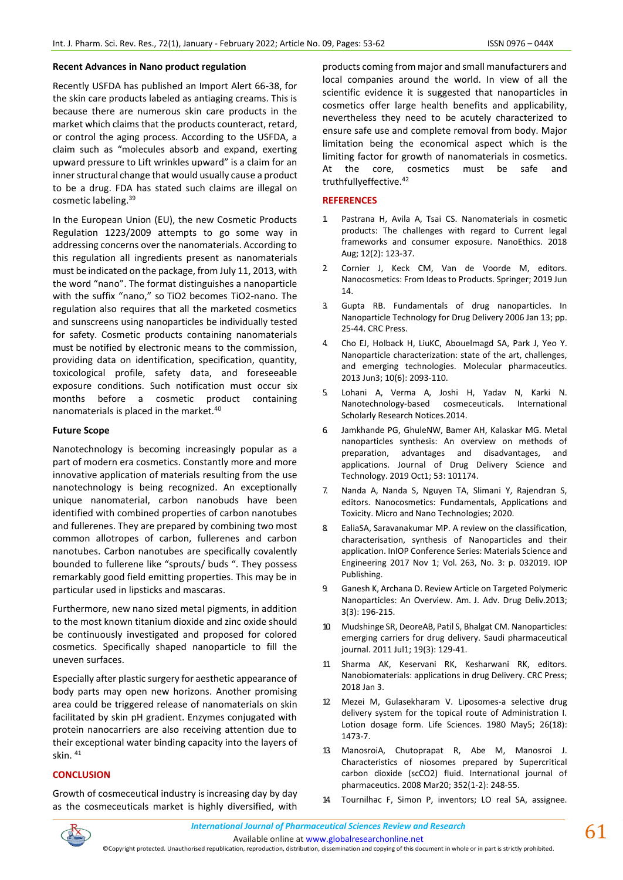### Recent Advances in Nano product regulation

Recently USFDA has published an Import Alert 66-38, for the skin care products labeled as antiaging creams. This is because there are numerous skin care products in the market which claims that the products counteract, retard, or control the aging process. According to the USFDA, a claim such as "molecules absorb and expand, exerting upward pressure to Lift wrinkles upward" is a claim for an inner structural change that would usually cause a product to be a drug. FDA has stated such claims are illegal on cosmetic labeling.[39]

In the European Union (EU), the new Cosmetic Products Regulation 1223/2009 attempts to go some way in addressing concerns over the nanomaterials. According to this regulation all ingredients present as nanomaterials must be indicated on the package, from July 11, 2013, with the word "nano". The format distinguishes a nanoparticle with the suffix "nano," so $TiO_2$ becomes $TiO_2$-nano. The regulation also requires that all the marketed cosmetics and sunscreens using nanoparticles be individually tested for safety. Cosmetic products containing nanomaterials must be notified by electronic means to the commission, providing data on identification, specification, quantity, toxicological profile, safety data, and foreseeable exposure conditions. Such notification must occur six months before a cosmetic product containing nanomaterials is placed in the market.[40]

### Future Scope

Nanotechnology is becoming increasingly popular as a part of modern era cosmetics. Constantly more and more innovative application of materials resulting from the use nanotechnology is being recognized. An exceptionally unique nanomaterial, carbon nanobuds have been identified with combined properties of carbon nanotubes and fullerenes. They are prepared by combining two most common allotropes of carbon, fullerenes and carbon nanotubes. Carbon nanotubes are specifically covalently bounded to fullerene like "sprouts/ buds ". They possess remarkably good field emitting properties. This may be in particular used in lipsticks and mascaras.

Furthermore, new nano sized metal pigments, in addition to the most known titanium dioxide and zinc oxide should be continuously investigated and proposed for colored cosmetics. Specifically shaped nanoparticle to fill the uneven surfaces.

Especially after plastic surgery for aesthetic appearance of body parts may open new horizons. Another promising area could be triggered release of nanomaterials on skin facilitated by skin pH gradient. Enzymes conjugated with protein nanocarriers are also receiving attention due to their exceptional water binding capacity into the layers of skin.[41]

## CONCLUSION

Growth of cosmeceutical industry is increasing day by day as the cosmeceuticals market is highly diversified, with products coming from major and small manufacturers and local companies around the world. In view of all the scientific evidence it is suggested that nanoparticles in cosmetics offer large health benefits and applicability, nevertheless they need to be acutely characterized to ensure safe use and complete removal from body. Major limitation being the economical aspect which is the limiting factor for growth of nanomaterials in cosmetics. At the core, cosmetics must be safe and truthfullyeffective.[42]

## REFERENCES

1. Pastrana H, Avila A, Tsai CS. Nanomaterials in cosmetic products: The challenges with regard to Current legal frameworks and consumer exposure. NanoEthics. 2018 Aug; 12(2): 123-37.
2. Cornier J, Keck CM, Van de Voorde M, editors. Nanocosmetics: From Ideas to Products. Springer; 2019 Jun 14.
3. Gupta RB. Fundamentals of drug nanoparticles. In Nanoparticle Technology for Drug Delivery 2006 Jan 13; pp. 25-44. CRC Press.
4. Cho EJ, Holback H, LiuKC, Abouelmagd SA, Park J, Yeo Y. Nanoparticle characterization: state of the art, challenges, and emerging technologies. Molecular pharmaceutics. 2013 Jun3; 10(6): 2093-110.
5. Lohani A, Verma A, Joshi H, Yadav N, Karki N. Nanotechnology-based cosmeceuticals. International Scholarly Research Notices.2014.
6. Jamkhande PG, GhuleNW, Bamer AH, Kalaskar MG. Metal nanoparticles synthesis: An overview on methods of preparation, advantages and disadvantages, and applications. Journal of Drug Delivery Science and Technology. 2019 Oct1; 53: 101174.
7. Nanda A, Nanda S, Nguyen TA, Slimani Y, Rajendran S, editors. Nanocosmetics: Fundamentals, Applications and Toxicity. Micro and Nano Technologies; 2020.
8. EaliaSA, Saravanakumar MP. A review on the classification, characterisation, synthesis of Nanoparticles and their application. InIOP Conference Series: Materials Science and Engineering 2017 Nov 1; Vol. 263, No. 3: p. 032019. IOP Publishing.
9. Ganesh K, Archana D. Review Article on Targeted Polymeric Nanoparticles: An Overview. Am. J. Adv. Drug Deliv.2013; 3(3): 196-215.
10. Mudshinge SR, DeoreAB, Patil S, Bhalgat CM. Nanoparticles: emerging carriers for drug delivery. Saudi pharmaceutical journal. 2011 Jul1; 19(3): 129-41.
11. Sharma AK, Keservani RK, Kesharwani RK, editors. Nanobiomaterials: applications in drug Delivery. CRC Press; 2018 Jan 3.
12. Mezei M, Gulasekharam V. Liposomes-a selective drug delivery system for the topical route of Administration I. Lotion dosage form. Life Sciences. 1980 May5; 26(18): 1473-7.
13. ManosroiA, Chutoprapat R, Abe M, Manosroi J. Characteristics of niosomes prepared by Supercritical carbon dioxide (scCO2) fluid. International journal of pharmaceutics. 2008 Mar20; 352(1-2): 248-55.
14. Tournilhac F, Simon P, inventors; LO real SA, assignee.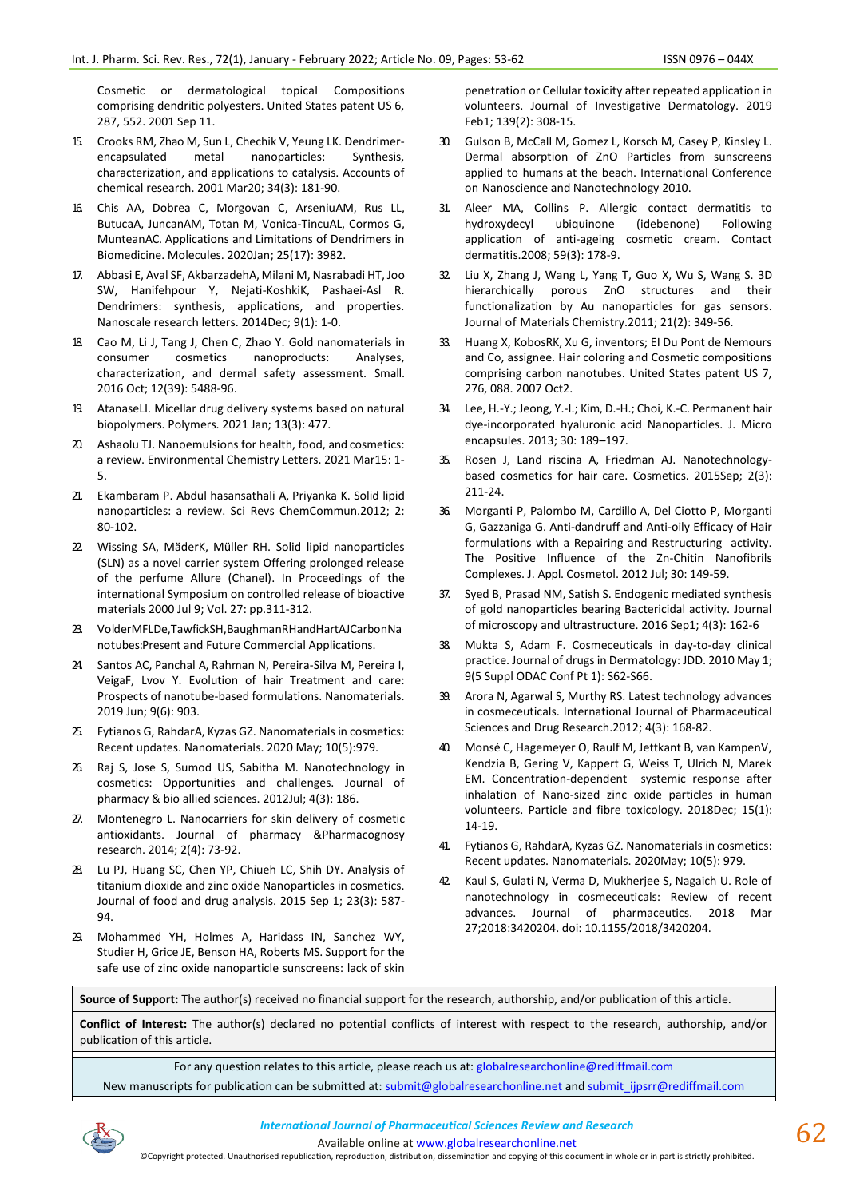Cosmetic or dermatological topical Compositions comprising dendritic polyesters. United States patent US 6, 287, 552. 2001 Sep 11.

15. Crooks RM, Zhao M, Sun L, Chechik V, Yeung LK. Dendrimer-encapsulated metal nanoparticles: Synthesis, characterization, and applications to catalysis. Accounts of chemical research. 2001 Mar20; 34(3): 181-90.

16. Chis AA, Dobrea C, Morgovan C, ArseniuAM, Rus LL, ButucaA, JuncanAM, Totan M, Vonica-TincuAL, Cormos G, MunteanAC. Applications and Limitations of Dendrimers in Biomedicine. Molecules. 2020Jan; 25(17): 3982.

17. Abbasi E, Aval SF, AkbarzadehA, Milani M, Nasrabadi HT, Joo SW, Hanifehpour Y, Nejati-KoshkiK, Pashaei-Asl R. Dendrimers: synthesis, applications, and properties. Nanoscale research letters. 2014Dec; 9(1): 1-0.

18. Cao M, Li J, Tang J, Chen C, Zhao Y. Gold nanomaterials in consumer cosmetics nanoproducts: Analyses, characterization, and dermal safety assessment. Small. 2016 Oct; 12(39): 5488-96.

19. AtanaseLI. Micellar drug delivery systems based on natural biopolymers. Polymers. 2021 Jan; 13(3): 477.

20. Ashaolu TJ. Nanoemulsions for health, food, and cosmetics: a review. Environmental Chemistry Letters. 2021 Mar15: 1-5.

21. Ekambaram P. Abdul hasansathali A, Priyanka K. Solid lipid nanoparticles: a review. Sci Revs ChemCommun.2012; 2: 80-102.

22. Wissing SA, MäderK, Müller RH. Solid lipid nanoparticles (SLN) as a novel carrier system Offering prolonged release of the perfume Allure (Chanel). In Proceedings of the international Symposium on controlled release of bioactive materials 2000 Jul 9; Vol. 27: pp.311-312.

23. VolderMFLDe,TawfickSH,BaughmanRHandHartAJCarbonNanotubes:Present and Future Commercial Applications.

24. Santos AC, Panchal A, Rahman N, Pereira-Silva M, Pereira I, VeigaF, Lvov Y. Evolution of hair Treatment and care: Prospects of nanotube-based formulations. Nanomaterials. 2019 Jun; 9(6): 903.

25. Fytianos G, RahdarA, Kyzas GZ. Nanomaterials in cosmetics: Recent updates. Nanomaterials. 2020 May; 10(5):979.

26. Raj S, Jose S, Sumod US, Sabitha M. Nanotechnology in cosmetics: Opportunities and challenges. Journal of pharmacy & bio allied sciences. 2012Jul; 4(3): 186.

27. Montenegro L. Nanocarriers for skin delivery of cosmetic antioxidants. Journal of pharmacy &Pharmacognosy research. 2014; 2(4): 73-92.

28. Lu PJ, Huang SC, Chen YP, Chiueh LC, Shih DY. Analysis of titanium dioxide and zinc oxide Nanoparticles in cosmetics. Journal of food and drug analysis. 2015 Sep 1; 23(3): 587-94.

29. Mohammed YH, Holmes A, Haridass IN, Sanchez WY, Studier H, Grice JE, Benson HA, Roberts MS. Support for the safe use of zinc oxide nanoparticle sunscreens: lack of skin penetration or Cellular toxicity after repeated application in volunteers. Journal of Investigative Dermatology. 2019 Feb1; 139(2): 308-15.

30. Gulson B, McCall M, Gomez L, Korsch M, Casey P, Kinsley L. Dermal absorption of ZnO Particles from sunscreens applied to humans at the beach. International Conference on Nanoscience and Nanotechnology 2010.

31. Aleer MA, Collins P. Allergic contact dermatitis to hydroxydecyl ubiquinone (idebenone) Following application of anti-ageing cosmetic cream. Contact dermatitis.2008; 59(3): 178-9.

32. Liu X, Zhang J, Wang L, Yang T, Guo X, Wu S, Wang S. 3D hierarchically porous ZnO structures and their functionalization by Au nanoparticles for gas sensors. Journal of Materials Chemistry.2011; 21(2): 349-56.

33. Huang X, KobosRK, Xu G, inventors; EI Du Pont de Nemours and Co, assignee. Hair coloring and Cosmetic compositions comprising carbon nanotubes. United States patent US 7, 276, 088. 2007 Oct2.

34. Lee, H.-Y.; Jeong, Y.-I.; Kim, D.-H.; Choi, K.-C. Permanent hair dye-incorporated hyaluronic acid Nanoparticles. J. Micro encapsules. 2013; 30: 189–197.

35. Rosen J, Land riscina A, Friedman AJ. Nanotechnology-based cosmetics for hair care. Cosmetics. 2015Sep; 2(3): 211-24.

36. Morganti P, Palombo M, Cardillo A, Del Ciotto P, Morganti G, Gazzaniga G. Anti-dandruff and Anti-oily Efficacy of Hair formulations with a Repairing and Restructuring activity. The Positive Influence of the Zn-Chitin Nanofibrils Complexes. J. Appl. Cosmetol. 2012 Jul; 30: 149-59.

37. Syed B, Prasad NM, Satish S. Endogenic mediated synthesis of gold nanoparticles bearing Bactericidal activity. Journal of microscopy and ultrastructure. 2016 Sep1; 4(3): 162-6

38. Mukta S, Adam F. Cosmeceuticals in day-to-day clinical practice. Journal of drugs in Dermatology: JDD. 2010 May 1; 9(5 Suppl ODAC Conf Pt 1): S62-S66.

39. Arora N, Agarwal S, Murthy RS. Latest technology advances in cosmeceuticals. International Journal of Pharmaceutical Sciences and Drug Research.2012; 4(3): 168-82.

40. Monsé C, Hagemeyer O, Raulf M, Jettkant B, van KampenV, Kendzia B, Gering V, Kappert G, Weiss T, Ulrich N, Marek EM. Concentration-dependent systemic response after inhalation of Nano-sized zinc oxide particles in human volunteers. Particle and fibre toxicology. 2018Dec; 15(1): 14-19.

41. Fytianos G, RahdarA, Kyzas GZ. Nanomaterials in cosmetics: Recent updates. Nanomaterials. 2020May; 10(5): 979.

42. Kaul S, Gulati N, Verma D, Mukherjee S, Nagaich U. Role of nanotechnology in cosmeceuticals: Review of recent advances. Journal of pharmaceutics. 2018 Mar 27;2018:3420204. doi: 10.1155/2018/3420204.

**Source of Support:** The author(s) received no financial support for the research, authorship, and/or publication of this article.

**Conflict of Interest:** The author(s) declared no potential conflicts of interest with respect to the research, authorship, and/or publication of this article.

For any question relates to this article, please reach us at: globalresearchonline@rediffmail.com

New manuscripts for publication can be submitted at: submit@globalresearchonline.net and submit_ijpsrr@rediffmail.com